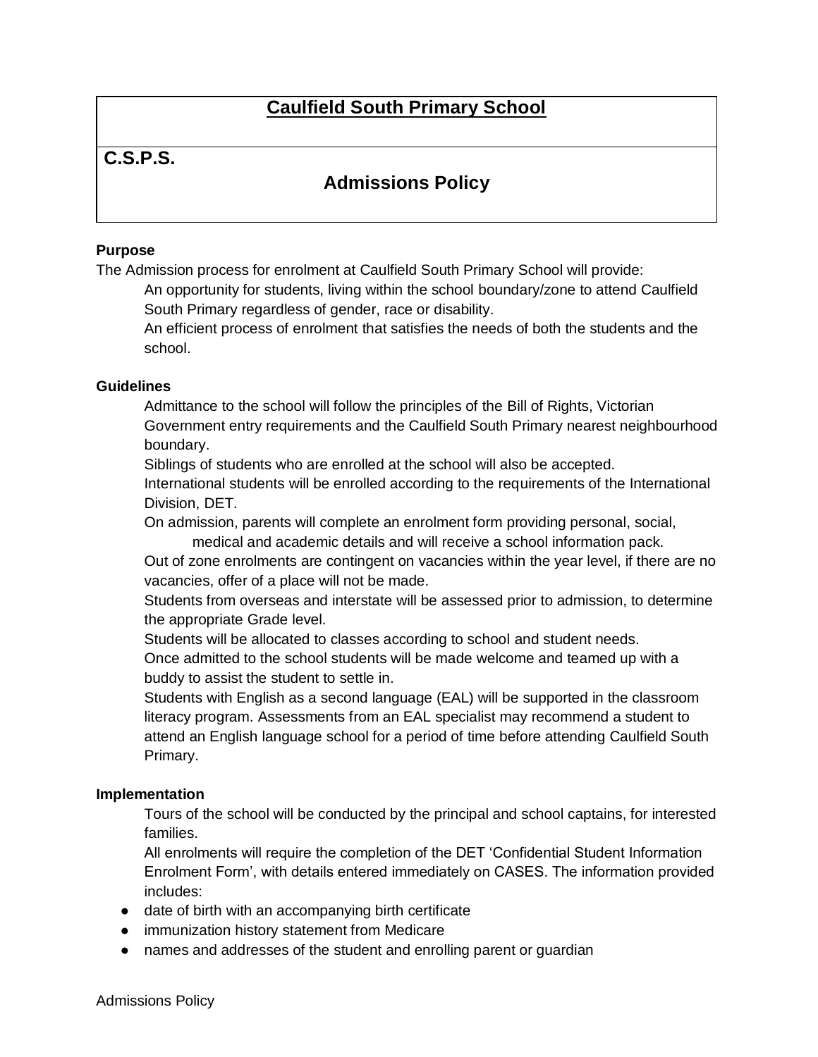# Caulfield South Primary School

**C.S.P.S.**

## Admissions Policy

**Purpose**

The Admission process for enrolment at Caulfield South Primary School will provide:

An opportunity for students, living within the school boundary/zone to attend Caulfield South Primary regardless of gender, race or disability.

An efficient process of enrolment that satisfies the needs of both the students and the school.

**Guidelines**

Admittance to the school will follow the principles of the Bill of Rights, Victorian Government entry requirements and the Caulfield South Primary nearest neighbourhood boundary.

Siblings of students who are enrolled at the school will also be accepted.

International students will be enrolled according to the requirements of the International Division, DET.

On admission, parents will complete an enrolment form providing personal, social, medical and academic details and will receive a school information pack.

Out of zone enrolments are contingent on vacancies within the year level, if there are no vacancies, offer of a place will not be made.

Students from overseas and interstate will be assessed prior to admission, to determine the appropriate Grade level.

Students will be allocated to classes according to school and student needs.

Once admitted to the school students will be made welcome and teamed up with a buddy to assist the student to settle in.

Students with English as a second language (EAL) will be supported in the classroom literacy program. Assessments from an EAL specialist may recommend a student to attend an English language school for a period of time before attending Caulfield South Primary.

**Implementation**

Tours of the school will be conducted by the principal and school captains, for interested families.

All enrolments will require the completion of the DET 'Confidential Student Information Enrolment Form', with details entered immediately on CASES. The information provided includes:

- date of birth with an accompanying birth certificate
- immunization history statement from Medicare
- names and addresses of the student and enrolling parent or guardian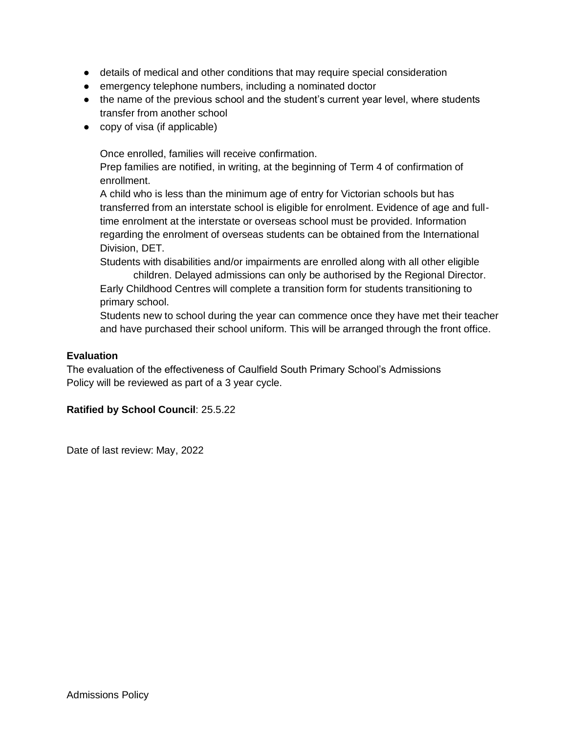- details of medical and other conditions that may require special consideration
- emergency telephone numbers, including a nominated doctor
- the name of the previous school and the student's current year level, where students transfer from another school
- copy of visa (if applicable)

Once enrolled, families will receive confirmation.

Prep families are notified, in writing, at the beginning of Term 4 of confirmation of enrollment.

A child who is less than the minimum age of entry for Victorian schools but has transferred from an interstate school is eligible for enrolment. Evidence of age and full-time enrolment at the interstate or overseas school must be provided. Information regarding the enrolment of overseas students can be obtained from the International Division, DET.

Students with disabilities and/or impairments are enrolled along with all other eligible children. Delayed admissions can only be authorised by the Regional Director.

Early Childhood Centres will complete a transition form for students transitioning to primary school.

Students new to school during the year can commence once they have met their teacher and have purchased their school uniform. This will be arranged through the front office.

**Evaluation**

The evaluation of the effectiveness of Caulfield South Primary School's Admissions Policy will be reviewed as part of a 3 year cycle.

**Ratified by School Council**: 25.5.22

Date of last review: May, 2022